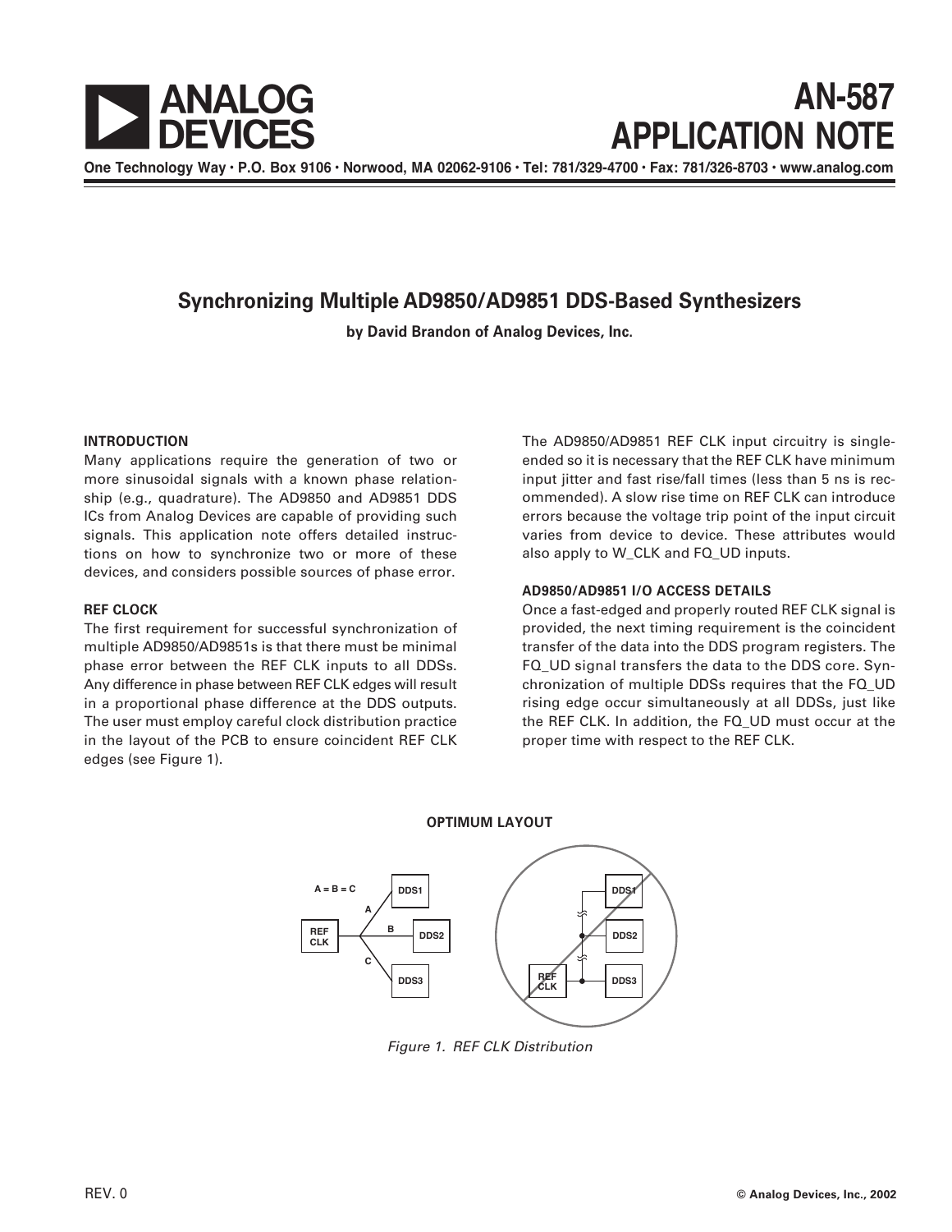# AN-587 APPLICATION NOTE

One Technology Way • P.O. Box 9106 • Norwood, MA 02062-9106 • Tel: 781/329-4700 • Fax: 781/326-8703 • www.analog.com

## Synchronizing Multiple AD9850/AD9851 DDS-Based Synthesizers

**by David Brandon of Analog Devices, Inc.**

### INTRODUCTION

Many applications require the generation of two or more sinusoidal signals with a known phase relationship (e.g., quadrature). The AD9850 and AD9851 DDS ICs from Analog Devices are capable of providing such signals. This application note offers detailed instructions on how to synchronize two or more of these devices, and considers possible sources of phase error.

### REF CLOCK

The first requirement for successful synchronization of multiple AD9850/AD9851s is that there must be minimal phase error between the REF CLK inputs to all DDSs. Any difference in phase between REF CLK edges will result in a proportional phase difference at the DDS outputs. The user must employ careful clock distribution practice in the layout of the PCB to ensure coincident REF CLK edges (see Figure 1).

The AD9850/AD9851 REF CLK input circuitry is single-ended so it is necessary that the REF CLK have minimum input jitter and fast rise/fall times (less than 5 ns is recommended). A slow rise time on REF CLK can introduce errors because the voltage trip point of the input circuit varies from device to device. These attributes would also apply to W_CLK and FQ_UD inputs.

### AD9850/AD9851 I/O ACCESS DETAILS

Once a fast-edged and properly routed REF CLK signal is provided, the next timing requirement is the coincident transfer of the data into the DDS program registers. The FQ_UD signal transfers the data to the DDS core. Synchronization of multiple DDSs requires that the FQ_UD rising edge occur simultaneously at all DDSs, just like the REF CLK. In addition, the FQ_UD must occur at the proper time with respect to the REF CLK.

OPTIMUM LAYOUT

A = B = C

*Figure 1. REF CLK Distribution*

REV. 0

© Analog Devices, Inc., 2002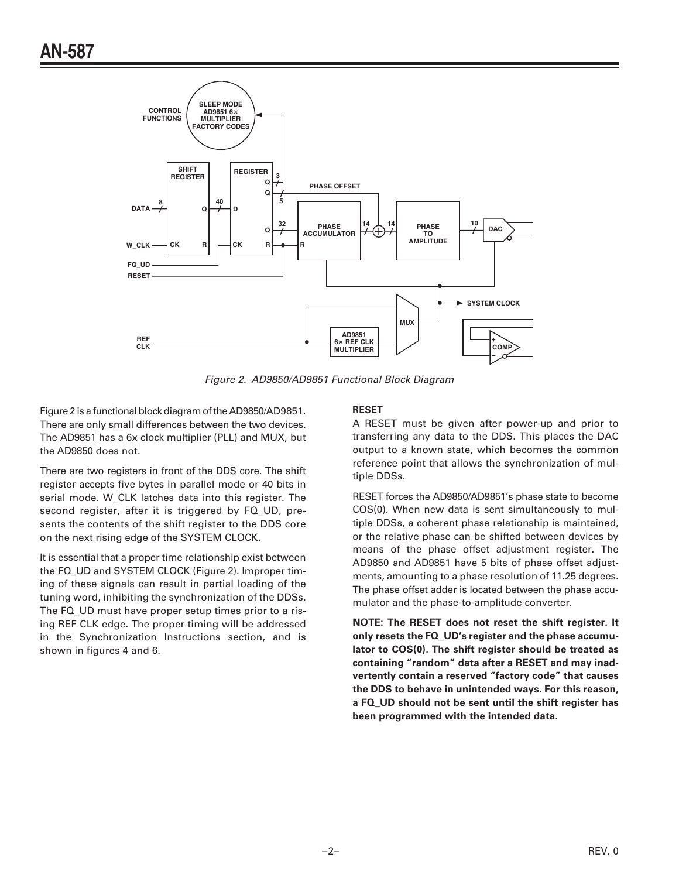Figure 2. AD9850/AD9851 Functional Block Diagram

Figure 2 is a functional block diagram of the AD9850/AD9851. There are only small differences between the two devices. The AD9851 has a 6x clock multiplier (PLL) and MUX, but the AD9850 does not.

There are two registers in front of the DDS core. The shift register accepts five bytes in parallel mode or 40 bits in serial mode. W_CLK latches data into this register. The second register, after it is triggered by FQ_UD, presents the contents of the shift register to the DDS core on the next rising edge of the SYSTEM CLOCK.

It is essential that a proper time relationship exist between the FQ_UD and SYSTEM CLOCK (Figure 2). Improper timing of these signals can result in partial loading of the tuning word, inhibiting the synchronization of the DDSs. The FQ_UD must have proper setup times prior to a rising REF CLK edge. The proper timing will be addressed in the Synchronization Instructions section, and is shown in figures 4 and 6.

### RESET

A RESET must be given after power-up and prior to transferring any data to the DDS. This places the DAC output to a known state, which becomes the common reference point that allows the synchronization of multiple DDSs.

RESET forces the AD9850/AD9851's phase state to become COS(0). When new data is sent simultaneously to multiple DDSs, a coherent phase relationship is maintained, or the relative phase can be shifted between devices by means of the phase offset adjustment register. The AD9850 and AD9851 have 5 bits of phase offset adjustments, amounting to a phase resolution of 11.25 degrees. The phase offset adder is located between the phase accumulator and the phase-to-amplitude converter.

**NOTE: The RESET does not reset the shift register. It only resets the FQ_UD's register and the phase accumulator to COS(0). The shift register should be treated as containing "random" data after a RESET and may inadvertently contain a reserved "factory code" that causes the DDS to behave in unintended ways. For this reason, a FQ_UD should not be sent until the shift register has been programmed with the intended data.**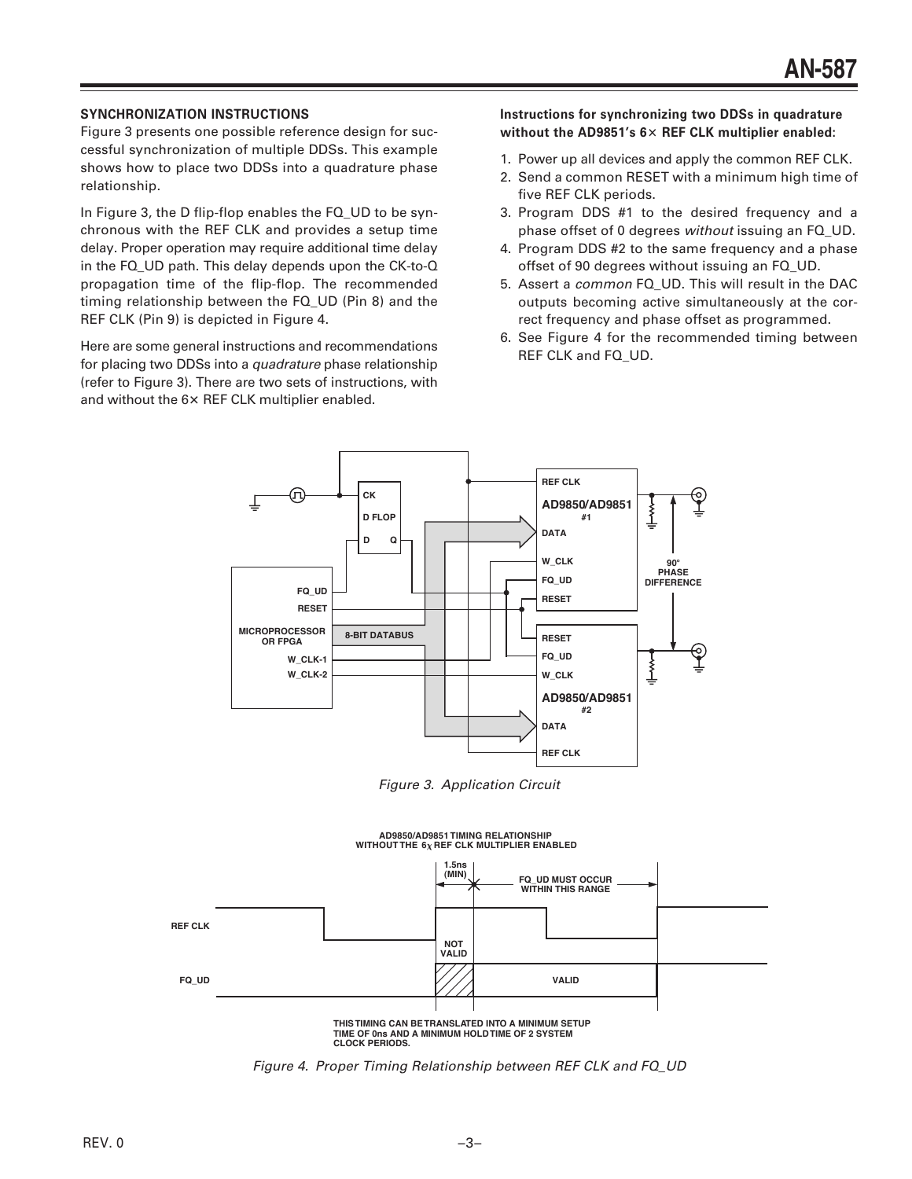## SYNCHRONIZATION INSTRUCTIONS

Figure 3 presents one possible reference design for successful synchronization of multiple DDSs. This example shows how to place two DDSs into a quadrature phase relationship.

In Figure 3, the D flip-flop enables the FQ_UD to be synchronous with the REF CLK and provides a setup time delay. Proper operation may require additional time delay in the FQ_UD path. This delay depends upon the CK-to-Q propagation time of the flip-flop. The recommended timing relationship between the FQ_UD (Pin 8) and the REF CLK (Pin 9) is depicted in Figure 4.

Here are some general instructions and recommendations for placing two DDSs into a *quadrature* phase relationship (refer to Figure 3). There are two sets of instructions, with and without the 6× REF CLK multiplier enabled.

**Instructions for synchronizing two DDSs in quadrature without the AD9851's 6× REF CLK multiplier enabled:**

1. Power up all devices and apply the common REF CLK.
2. Send a common RESET with a minimum high time of five REF CLK periods.
3. Program DDS #1 to the desired frequency and a phase offset of 0 degrees *without* issuing an FQ_UD.
4. Program DDS #2 to the same frequency and a phase offset of 90 degrees without issuing an FQ_UD.
5. Assert a *common* FQ_UD. This will result in the DAC outputs becoming active simultaneously at the correct frequency and phase offset as programmed.
6. See Figure 4 for the recommended timing between REF CLK and FQ_UD.

*Figure 3. Application Circuit*

*Figure 4. Proper Timing Relationship between REF CLK and FQ_UD*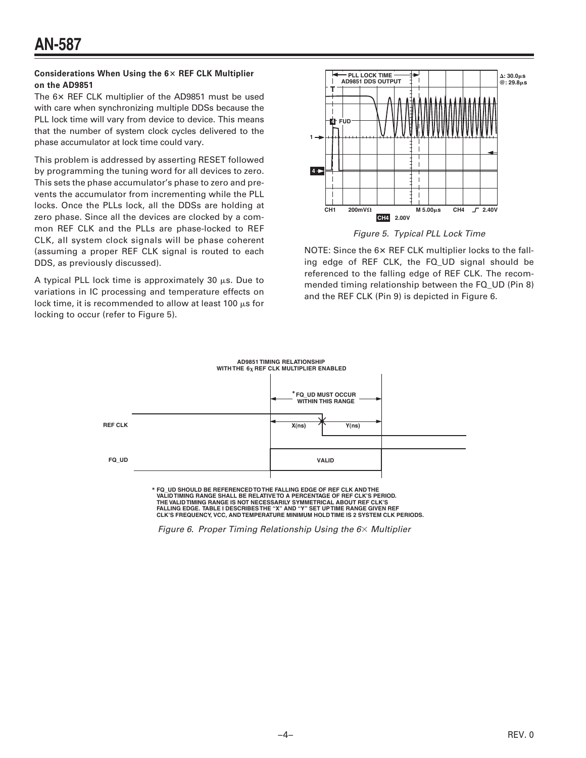**Considerations When Using the 6× REF CLK Multiplier on the AD9851**

The 6× REF CLK multiplier of the AD9851 must be used with care when synchronizing multiple DDSs because the PLL lock time will vary from device to device. This means that the number of system clock cycles delivered to the phase accumulator at lock time could vary.

This problem is addressed by asserting RESET followed by programming the tuning word for all devices to zero. This sets the phase accumulator's phase to zero and prevents the accumulator from incrementing while the PLL locks. Once the PLLs lock, all the DDSs are holding at zero phase. Since all the devices are clocked by a common REF CLK and the PLLs are phase-locked to REF CLK, all system clock signals will be phase coherent (assuming a proper REF CLK signal is routed to each DDS, as previously discussed).

A typical PLL lock time is approximately 30 μs. Due to variations in IC processing and temperature effects on lock time, it is recommended to allow at least 100 μs for locking to occur (refer to Figure 5).

*Figure 5. Typical PLL Lock Time*

NOTE: Since the 6× REF CLK multiplier locks to the falling edge of REF CLK, the FQ_UD signal should be referenced to the falling edge of REF CLK. The recommended timing relationship between the FQ_UD (Pin 8) and the REF CLK (Pin 9) is depicted in Figure 6.

*Figure 6. Proper Timing Relationship Using the 6× Multiplier*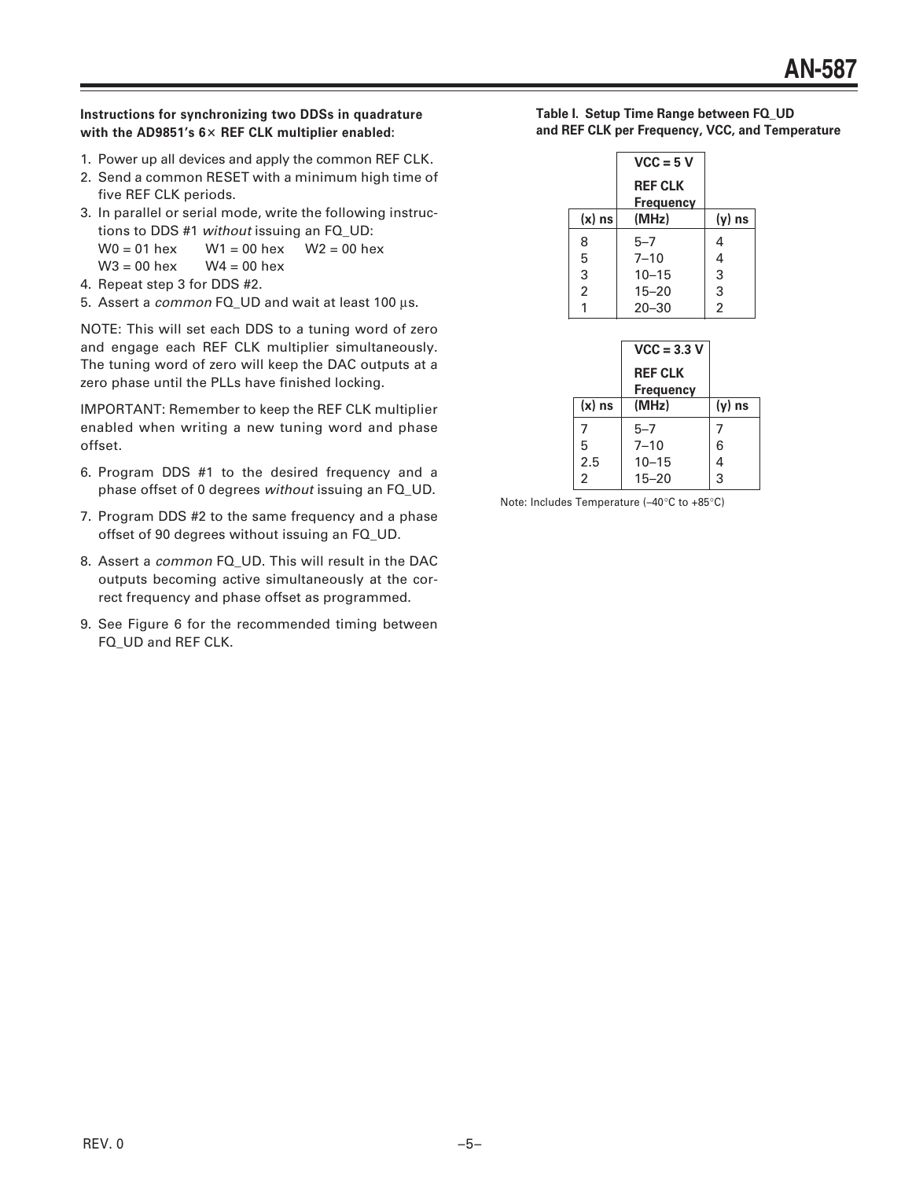**Instructions for synchronizing two DDSs in quadrature with the AD9851's 6× REF CLK multiplier enabled:**

1. Power up all devices and apply the common REF CLK.
2. Send a common RESET with a minimum high time of five REF CLK periods.
3. In parallel or serial mode, write the following instructions to DDS #1 *without* issuing an FQ_UD:
   W0 = 01 hex  W1 = 00 hex  W2 = 00 hex
   W3 = 00 hex  W4 = 00 hex
4. Repeat step 3 for DDS #2.
5. Assert a *common* FQ_UD and wait at least 100 µs.

NOTE: This will set each DDS to a tuning word of zero and engage each REF CLK multiplier simultaneously. The tuning word of zero will keep the DAC outputs at a zero phase until the PLLs have finished locking.

IMPORTANT: Remember to keep the REF CLK multiplier enabled when writing a new tuning word and phase offset.

6. Program DDS #1 to the desired frequency and a phase offset of 0 degrees *without* issuing an FQ_UD.
7. Program DDS #2 to the same frequency and a phase offset of 90 degrees without issuing an FQ_UD.
8. Assert a *common* FQ_UD. This will result in the DAC outputs becoming active simultaneously at the correct frequency and phase offset as programmed.
9. See Figure 6 for the recommended timing between FQ_UD and REF CLK.

**Table I. Setup Time Range between FQ_UD and REF CLK per Frequency, VCC, and Temperature**

| (x) ns | VCC = 5 V REF CLK Frequency (MHz) | (y) ns |
|---|---|---|
| 8 | 5–7 | 4 |
| 5 | 7–10 | 4 |
| 3 | 10–15 | 3 |
| 2 | 15–20 | 3 |
| 1 | 20–30 | 2 |

| (x) ns | VCC = 3.3 V REF CLK Frequency (MHz) | (y) ns |
|---|---|---|
| 7 | 5–7 | 7 |
| 5 | 7–10 | 6 |
| 2.5 | 10–15 | 4 |
| 2 | 15–20 | 3 |

Note: Includes Temperature (–40°C to +85°C)

REV. 0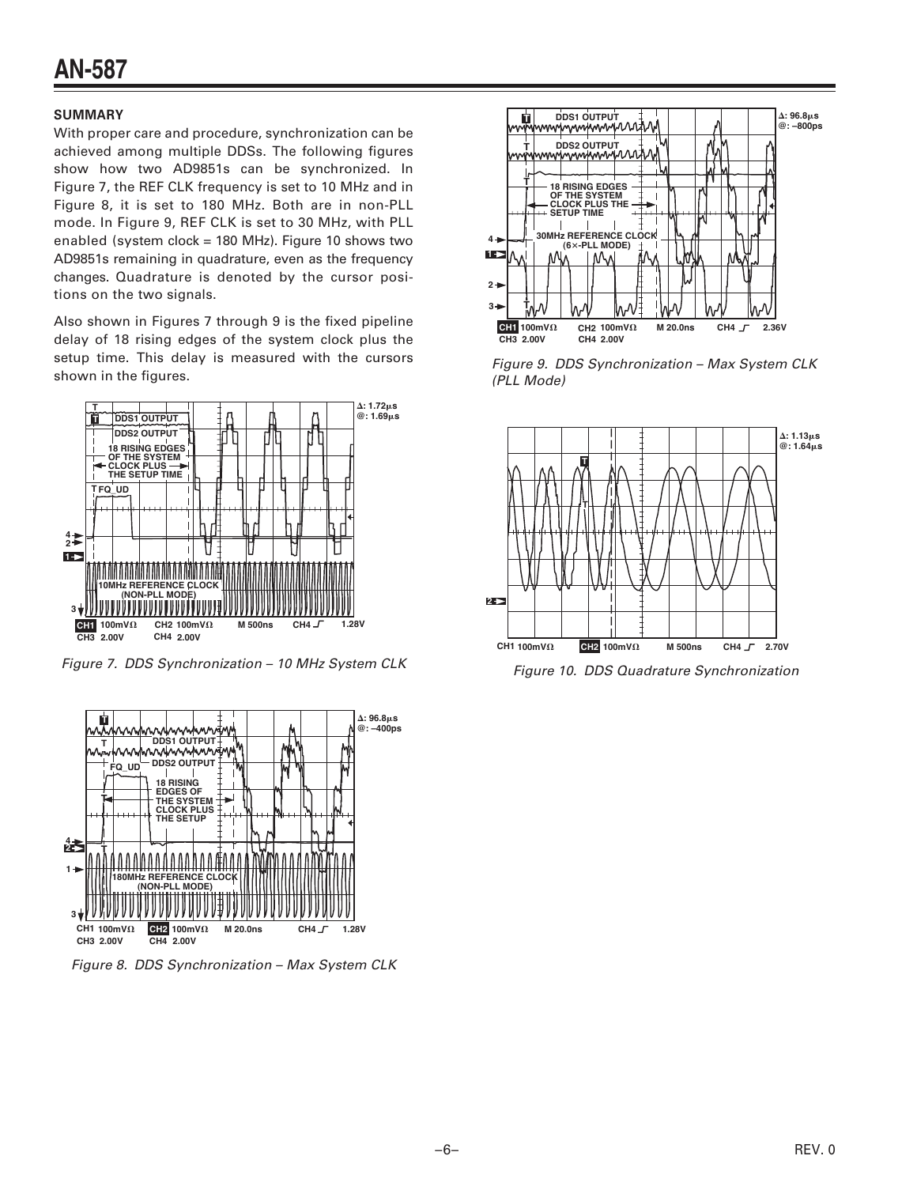## SUMMARY

With proper care and procedure, synchronization can be achieved among multiple DDSs. The following figures show how two AD9851s can be synchronized. In Figure 7, the REF CLK frequency is set to 10 MHz and in Figure 8, it is set to 180 MHz. Both are in non-PLL mode. In Figure 9, REF CLK is set to 30 MHz, with PLL enabled (system clock = 180 MHz). Figure 10 shows two AD9851s remaining in quadrature, even as the frequency changes. Quadrature is denoted by the cursor positions on the two signals.

Also shown in Figures 7 through 9 is the fixed pipeline delay of 18 rising edges of the system clock plus the setup time. This delay is measured with the cursors shown in the figures.

*Figure 7. DDS Synchronization – 10 MHz System CLK*

*Figure 8. DDS Synchronization – Max System CLK*

*Figure 9. DDS Synchronization – Max System CLK (PLL Mode)*

*Figure 10. DDS Quadrature Synchronization*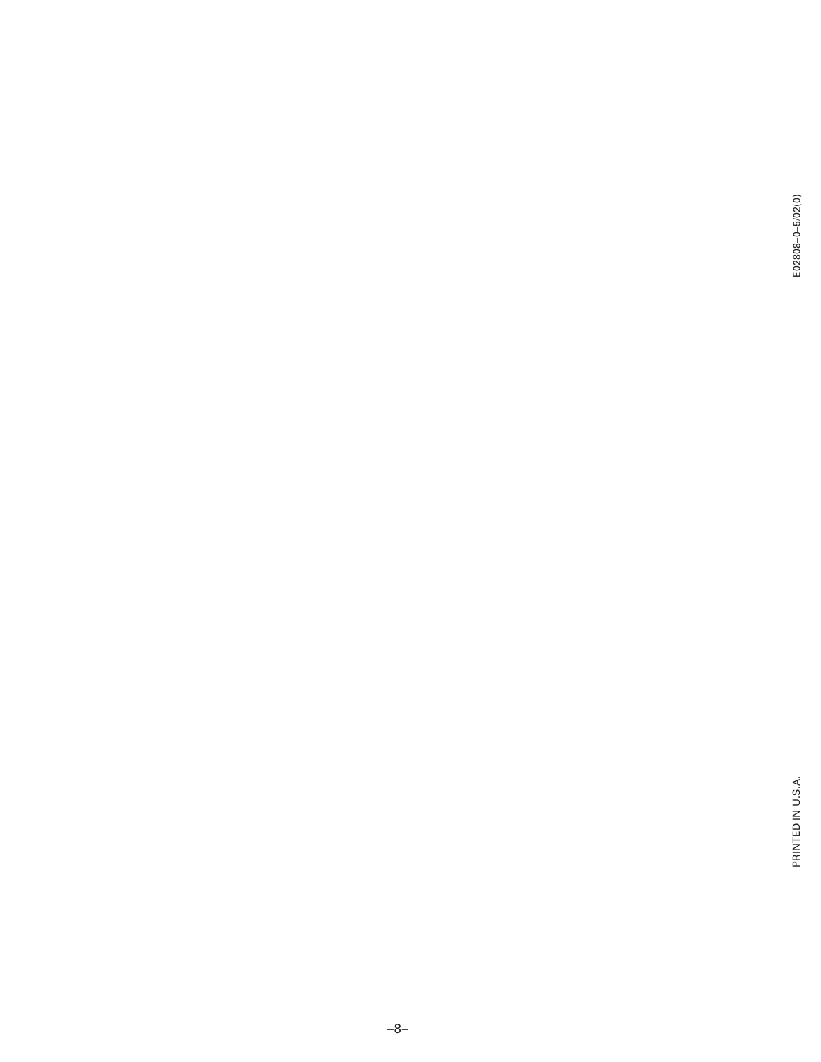E02808–0–5/02(0)

PRINTED IN U.S.A.